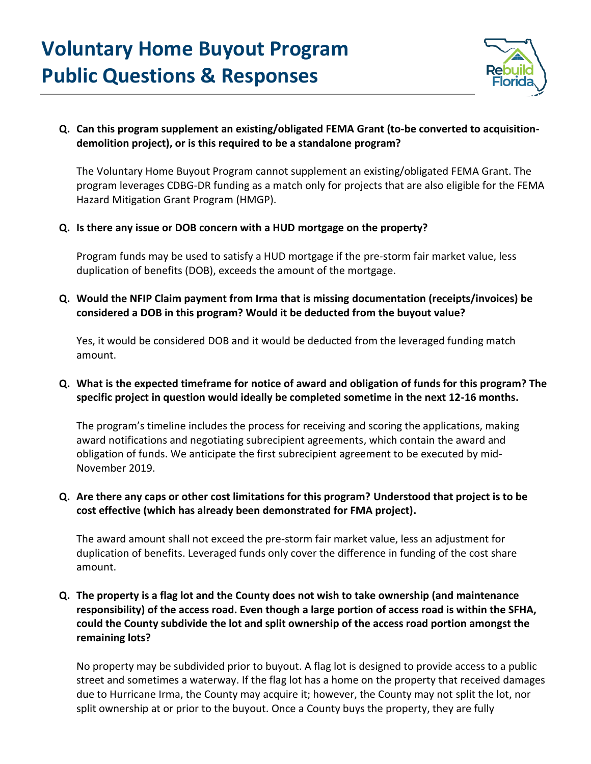# Voluntary Home Buyout Program Public Questions & Responses

**Q. Can this program supplement an existing/obligated FEMA Grant (to-be converted to acquisition-demolition project), or is this required to be a standalone program?**

The Voluntary Home Buyout Program cannot supplement an existing/obligated FEMA Grant. The program leverages CDBG-DR funding as a match only for projects that are also eligible for the FEMA Hazard Mitigation Grant Program (HMGP).

**Q. Is there any issue or DOB concern with a HUD mortgage on the property?**

Program funds may be used to satisfy a HUD mortgage if the pre-storm fair market value, less duplication of benefits (DOB), exceeds the amount of the mortgage.

**Q. Would the NFIP Claim payment from Irma that is missing documentation (receipts/invoices) be considered a DOB in this program? Would it be deducted from the buyout value?**

Yes, it would be considered DOB and it would be deducted from the leveraged funding match amount.

**Q. What is the expected timeframe for notice of award and obligation of funds for this program? The specific project in question would ideally be completed sometime in the next 12-16 months.**

The program's timeline includes the process for receiving and scoring the applications, making award notifications and negotiating subrecipient agreements, which contain the award and obligation of funds. We anticipate the first subrecipient agreement to be executed by mid-November 2019.

**Q. Are there any caps or other cost limitations for this program? Understood that project is to be cost effective (which has already been demonstrated for FMA project).**

The award amount shall not exceed the pre-storm fair market value, less an adjustment for duplication of benefits. Leveraged funds only cover the difference in funding of the cost share amount.

**Q. The property is a flag lot and the County does not wish to take ownership (and maintenance responsibility) of the access road. Even though a large portion of access road is within the SFHA, could the County subdivide the lot and split ownership of the access road portion amongst the remaining lots?**

No property may be subdivided prior to buyout. A flag lot is designed to provide access to a public street and sometimes a waterway. If the flag lot has a home on the property that received damages due to Hurricane Irma, the County may acquire it; however, the County may not split the lot, nor split ownership at or prior to the buyout. Once a County buys the property, they are fully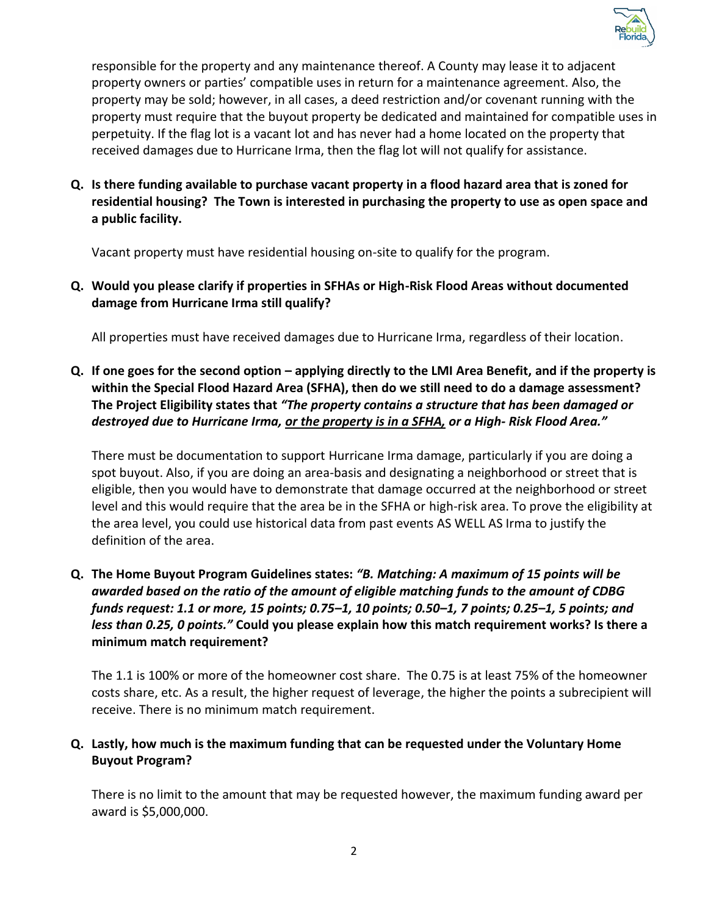responsible for the property and any maintenance thereof. A County may lease it to adjacent property owners or parties' compatible uses in return for a maintenance agreement. Also, the property may be sold; however, in all cases, a deed restriction and/or covenant running with the property must require that the buyout property be dedicated and maintained for compatible uses in perpetuity. If the flag lot is a vacant lot and has never had a home located on the property that received damages due to Hurricane Irma, then the flag lot will not qualify for assistance.

**Q. Is there funding available to purchase vacant property in a flood hazard area that is zoned for residential housing? The Town is interested in purchasing the property to use as open space and a public facility.**

Vacant property must have residential housing on-site to qualify for the program.

**Q. Would you please clarify if properties in SFHAs or High-Risk Flood Areas without documented damage from Hurricane Irma still qualify?**

All properties must have received damages due to Hurricane Irma, regardless of their location.

**Q. If one goes for the second option – applying directly to the LMI Area Benefit, and if the property is within the Special Flood Hazard Area (SFHA), then do we still need to do a damage assessment? The Project Eligibility states that *"The property contains a structure that has been damaged or destroyed due to Hurricane Irma, <u>or the property is in a SFHA,</u> or a High- Risk Flood Area."***

There must be documentation to support Hurricane Irma damage, particularly if you are doing a spot buyout. Also, if you are doing an area-basis and designating a neighborhood or street that is eligible, then you would have to demonstrate that damage occurred at the neighborhood or street level and this would require that the area be in the SFHA or high-risk area. To prove the eligibility at the area level, you could use historical data from past events AS WELL AS Irma to justify the definition of the area.

**Q. The Home Buyout Program Guidelines states: *"B. Matching: A maximum of 15 points will be awarded based on the ratio of the amount of eligible matching funds to the amount of CDBG funds request: 1.1 or more, 15 points; 0.75–1, 10 points; 0.50–1, 7 points; 0.25–1, 5 points; and less than 0.25, 0 points."* Could you please explain how this match requirement works? Is there a minimum match requirement?**

The 1.1 is 100% or more of the homeowner cost share. The 0.75 is at least 75% of the homeowner costs share, etc. As a result, the higher request of leverage, the higher the points a subrecipient will receive. There is no minimum match requirement.

**Q. Lastly, how much is the maximum funding that can be requested under the Voluntary Home Buyout Program?**

There is no limit to the amount that may be requested however, the maximum funding award per award is $5,000,000.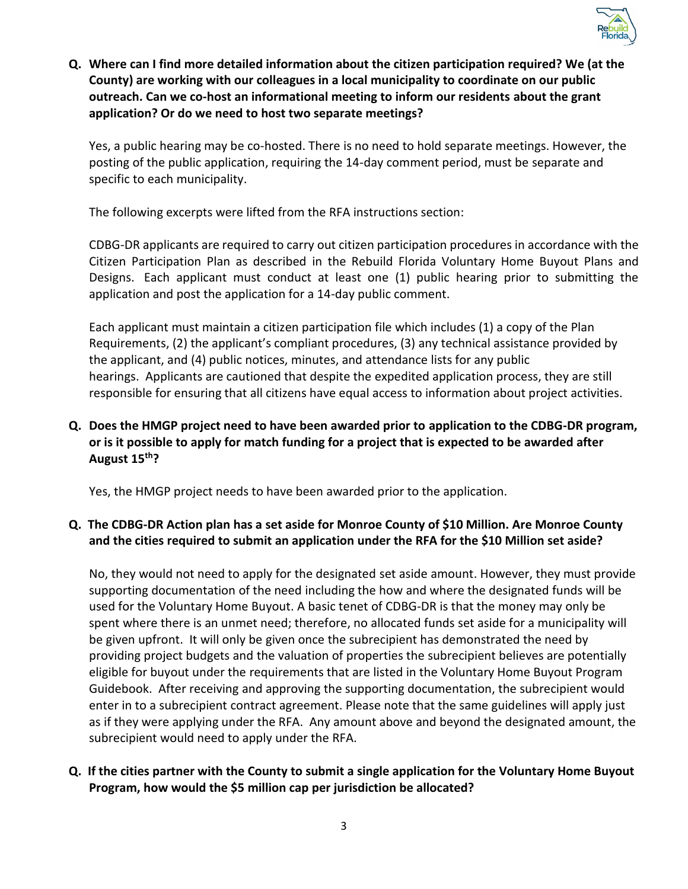**Q. Where can I find more detailed information about the citizen participation required? We (at the County) are working with our colleagues in a local municipality to coordinate on our public outreach. Can we co-host an informational meeting to inform our residents about the grant application? Or do we need to host two separate meetings?**

Yes, a public hearing may be co-hosted. There is no need to hold separate meetings. However, the posting of the public application, requiring the 14-day comment period, must be separate and specific to each municipality.

The following excerpts were lifted from the RFA instructions section:

CDBG-DR applicants are required to carry out citizen participation procedures in accordance with the Citizen Participation Plan as described in the Rebuild Florida Voluntary Home Buyout Plans and Designs. Each applicant must conduct at least one (1) public hearing prior to submitting the application and post the application for a 14-day public comment.

Each applicant must maintain a citizen participation file which includes (1) a copy of the Plan Requirements, (2) the applicant's compliant procedures, (3) any technical assistance provided by the applicant, and (4) public notices, minutes, and attendance lists for any public hearings. Applicants are cautioned that despite the expedited application process, they are still responsible for ensuring that all citizens have equal access to information about project activities.

**Q. Does the HMGP project need to have been awarded prior to application to the CDBG-DR program, or is it possible to apply for match funding for a project that is expected to be awarded after August 15th?**

Yes, the HMGP project needs to have been awarded prior to the application.

**Q. The CDBG-DR Action plan has a set aside for Monroe County of $10 Million. Are Monroe County and the cities required to submit an application under the RFA for the $10 Million set aside?**

No, they would not need to apply for the designated set aside amount. However, they must provide supporting documentation of the need including the how and where the designated funds will be used for the Voluntary Home Buyout. A basic tenet of CDBG-DR is that the money may only be spent where there is an unmet need; therefore, no allocated funds set aside for a municipality will be given upfront. It will only be given once the subrecipient has demonstrated the need by providing project budgets and the valuation of properties the subrecipient believes are potentially eligible for buyout under the requirements that are listed in the Voluntary Home Buyout Program Guidebook. After receiving and approving the supporting documentation, the subrecipient would enter in to a subrecipient contract agreement. Please note that the same guidelines will apply just as if they were applying under the RFA. Any amount above and beyond the designated amount, the subrecipient would need to apply under the RFA.

**Q. If the cities partner with the County to submit a single application for the Voluntary Home Buyout Program, how would the $5 million cap per jurisdiction be allocated?**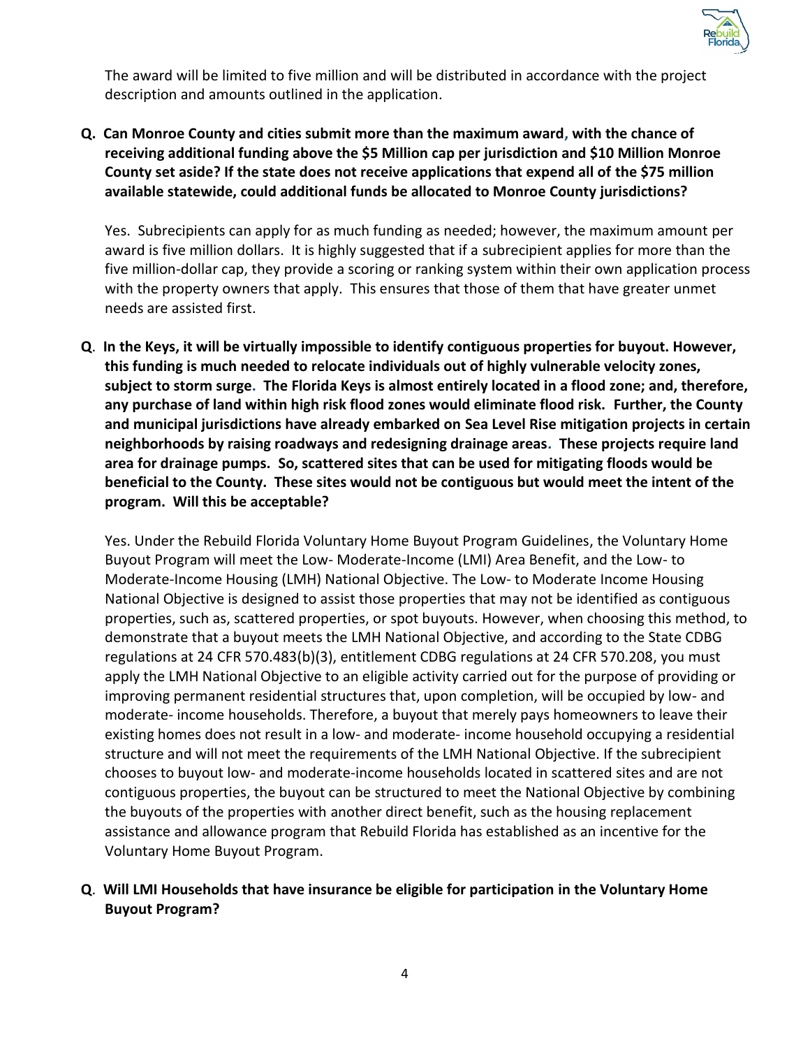The award will be limited to five million and will be distributed in accordance with the project description and amounts outlined in the application.

**Q. Can Monroe County and cities submit more than the maximum award, with the chance of receiving additional funding above the $5 Million cap per jurisdiction and $10 Million Monroe County set aside? If the state does not receive applications that expend all of the $75 million available statewide, could additional funds be allocated to Monroe County jurisdictions?**

Yes. Subrecipients can apply for as much funding as needed; however, the maximum amount per award is five million dollars. It is highly suggested that if a subrecipient applies for more than the five million-dollar cap, they provide a scoring or ranking system within their own application process with the property owners that apply. This ensures that those of them that have greater unmet needs are assisted first.

**Q. In the Keys, it will be virtually impossible to identify contiguous properties for buyout. However, this funding is much needed to relocate individuals out of highly vulnerable velocity zones, subject to storm surge. The Florida Keys is almost entirely located in a flood zone; and, therefore, any purchase of land within high risk flood zones would eliminate flood risk. Further, the County and municipal jurisdictions have already embarked on Sea Level Rise mitigation projects in certain neighborhoods by raising roadways and redesigning drainage areas. These projects require land area for drainage pumps. So, scattered sites that can be used for mitigating floods would be beneficial to the County. These sites would not be contiguous but would meet the intent of the program. Will this be acceptable?**

Yes. Under the Rebuild Florida Voluntary Home Buyout Program Guidelines, the Voluntary Home Buyout Program will meet the Low- Moderate-Income (LMI) Area Benefit, and the Low- to Moderate-Income Housing (LMH) National Objective. The Low- to Moderate Income Housing National Objective is designed to assist those properties that may not be identified as contiguous properties, such as, scattered properties, or spot buyouts. However, when choosing this method, to demonstrate that a buyout meets the LMH National Objective, and according to the State CDBG regulations at 24 CFR 570.483(b)(3), entitlement CDBG regulations at 24 CFR 570.208, you must apply the LMH National Objective to an eligible activity carried out for the purpose of providing or improving permanent residential structures that, upon completion, will be occupied by low- and moderate- income households. Therefore, a buyout that merely pays homeowners to leave their existing homes does not result in a low- and moderate- income household occupying a residential structure and will not meet the requirements of the LMH National Objective. If the subrecipient chooses to buyout low- and moderate-income households located in scattered sites and are not contiguous properties, the buyout can be structured to meet the National Objective by combining the buyouts of the properties with another direct benefit, such as the housing replacement assistance and allowance program that Rebuild Florida has established as an incentive for the Voluntary Home Buyout Program.

**Q. Will LMI Households that have insurance be eligible for participation in the Voluntary Home Buyout Program?**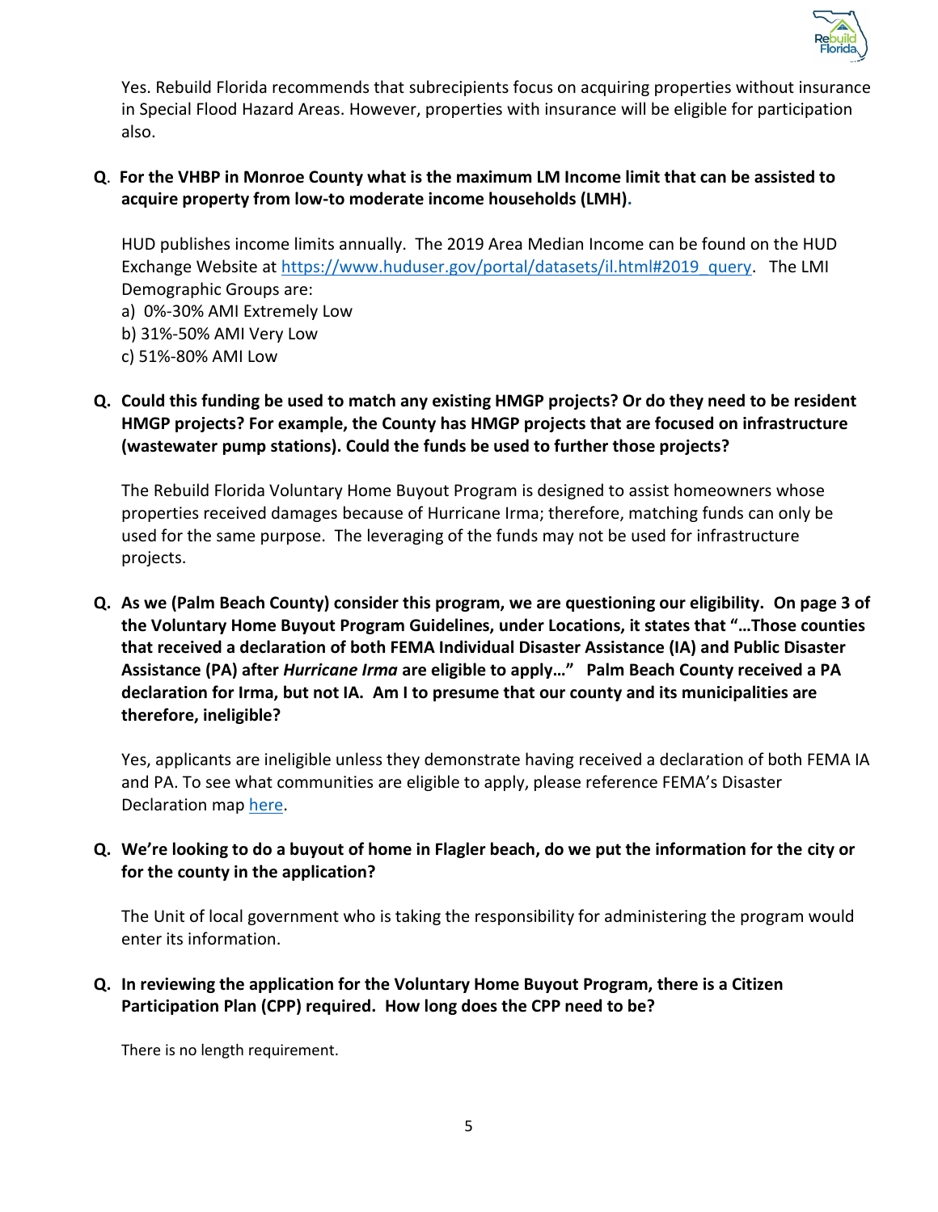Yes. Rebuild Florida recommends that subrecipients focus on acquiring properties without insurance in Special Flood Hazard Areas. However, properties with insurance will be eligible for participation also.

**Q. For the VHBP in Monroe County what is the maximum LM Income limit that can be assisted to acquire property from low-to moderate income households (LMH).**

HUD publishes income limits annually. The 2019 Area Median Income can be found on the HUD Exchange Website at [https://www.huduser.gov/portal/datasets/il.html#2019_query](https://www.huduser.gov/portal/datasets/il.html#2019_query). The LMI Demographic Groups are:

a) 0%-30% AMI Extremely Low
b) 31%-50% AMI Very Low
c) 51%-80% AMI Low

**Q. Could this funding be used to match any existing HMGP projects? Or do they need to be resident HMGP projects? For example, the County has HMGP projects that are focused on infrastructure (wastewater pump stations). Could the funds be used to further those projects?**

The Rebuild Florida Voluntary Home Buyout Program is designed to assist homeowners whose properties received damages because of Hurricane Irma; therefore, matching funds can only be used for the same purpose. The leveraging of the funds may not be used for infrastructure projects.

**Q. As we (Palm Beach County) consider this program, we are questioning our eligibility. On page 3 of the Voluntary Home Buyout Program Guidelines, under Locations, it states that "…Those counties that received a declaration of both FEMA Individual Disaster Assistance (IA) and Public Disaster Assistance (PA) after *Hurricane Irma* are eligible to apply…" Palm Beach County received a PA declaration for Irma, but not IA. Am I to presume that our county and its municipalities are therefore, ineligible?**

Yes, applicants are ineligible unless they demonstrate having received a declaration of both FEMA IA and PA. To see what communities are eligible to apply, please reference FEMA's Disaster Declaration map here.

**Q. We're looking to do a buyout of home in Flagler beach, do we put the information for the city or for the county in the application?**

The Unit of local government who is taking the responsibility for administering the program would enter its information.

**Q. In reviewing the application for the Voluntary Home Buyout Program, there is a Citizen Participation Plan (CPP) required. How long does the CPP need to be?**

There is no length requirement.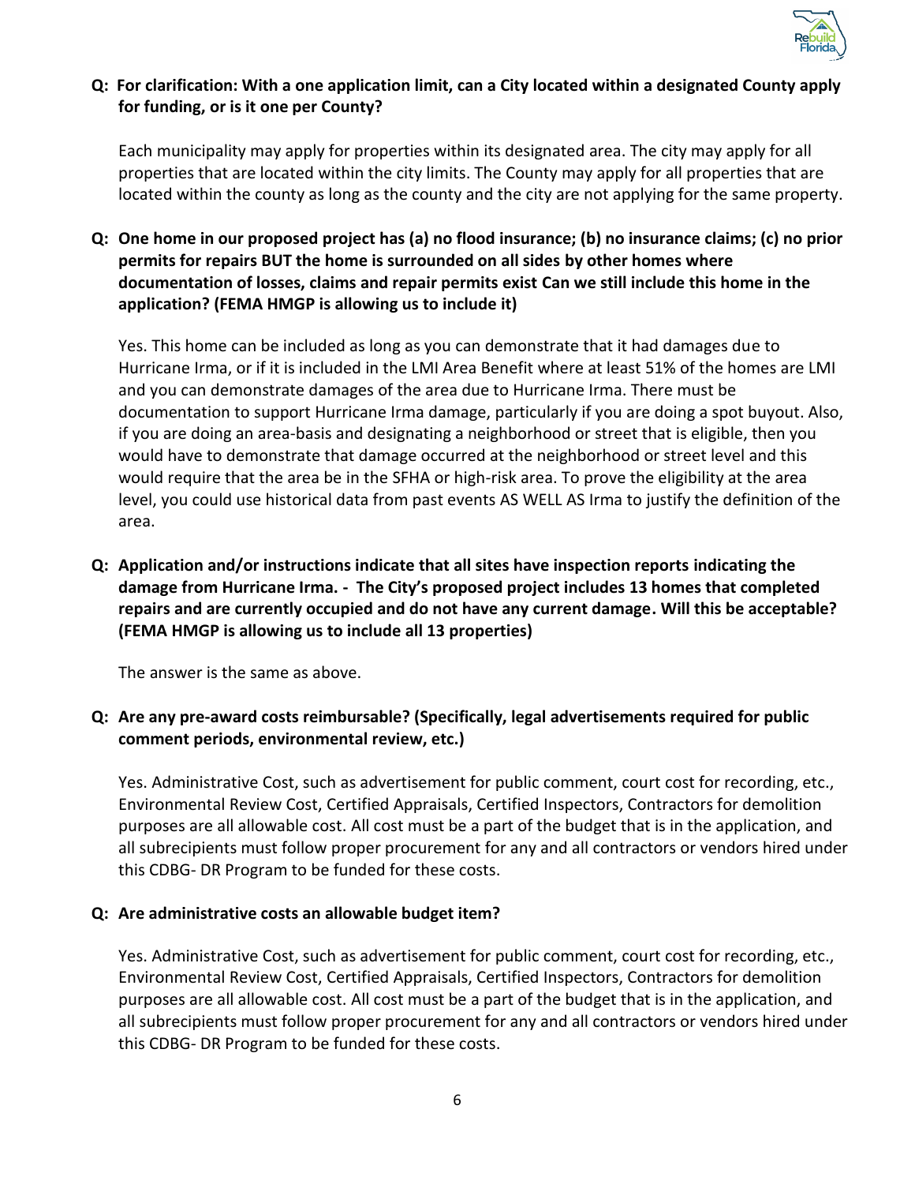**Q: For clarification: With a one application limit, can a City located within a designated County apply for funding, or is it one per County?**

Each municipality may apply for properties within its designated area. The city may apply for all properties that are located within the city limits. The County may apply for all properties that are located within the county as long as the county and the city are not applying for the same property.

**Q: One home in our proposed project has (a) no flood insurance; (b) no insurance claims; (c) no prior permits for repairs BUT the home is surrounded on all sides by other homes where documentation of losses, claims and repair permits exist Can we still include this home in the application? (FEMA HMGP is allowing us to include it)**

Yes. This home can be included as long as you can demonstrate that it had damages due to Hurricane Irma, or if it is included in the LMI Area Benefit where at least 51% of the homes are LMI and you can demonstrate damages of the area due to Hurricane Irma. There must be documentation to support Hurricane Irma damage, particularly if you are doing a spot buyout. Also, if you are doing an area-basis and designating a neighborhood or street that is eligible, then you would have to demonstrate that damage occurred at the neighborhood or street level and this would require that the area be in the SFHA or high-risk area. To prove the eligibility at the area level, you could use historical data from past events AS WELL AS Irma to justify the definition of the area.

**Q: Application and/or instructions indicate that all sites have inspection reports indicating the damage from Hurricane Irma. - The City's proposed project includes 13 homes that completed repairs and are currently occupied and do not have any current damage. Will this be acceptable? (FEMA HMGP is allowing us to include all 13 properties)**

The answer is the same as above.

**Q: Are any pre-award costs reimbursable? (Specifically, legal advertisements required for public comment periods, environmental review, etc.)**

Yes. Administrative Cost, such as advertisement for public comment, court cost for recording, etc., Environmental Review Cost, Certified Appraisals, Certified Inspectors, Contractors for demolition purposes are all allowable cost. All cost must be a part of the budget that is in the application, and all subrecipients must follow proper procurement for any and all contractors or vendors hired under this CDBG- DR Program to be funded for these costs.

**Q: Are administrative costs an allowable budget item?**

Yes. Administrative Cost, such as advertisement for public comment, court cost for recording, etc., Environmental Review Cost, Certified Appraisals, Certified Inspectors, Contractors for demolition purposes are all allowable cost. All cost must be a part of the budget that is in the application, and all subrecipients must follow proper procurement for any and all contractors or vendors hired under this CDBG- DR Program to be funded for these costs.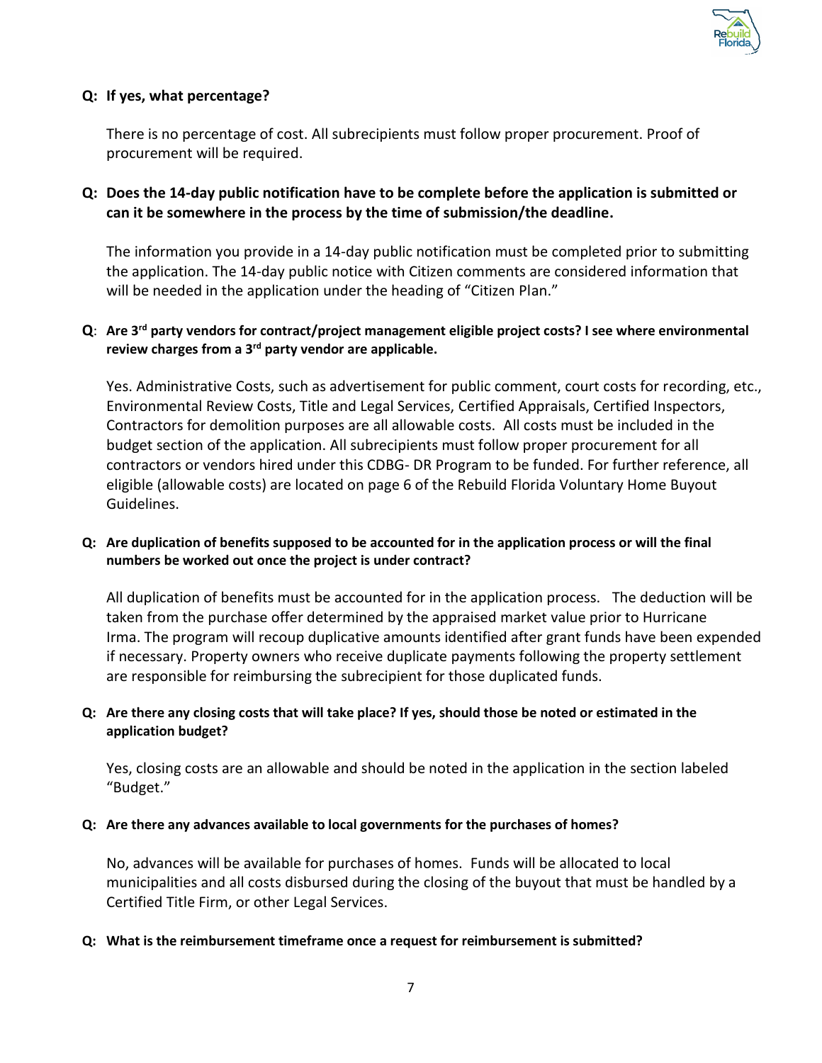**Q: If yes, what percentage?**

There is no percentage of cost. All subrecipients must follow proper procurement. Proof of procurement will be required.

**Q: Does the 14-day public notification have to be complete before the application is submitted or can it be somewhere in the process by the time of submission/the deadline.**

The information you provide in a 14-day public notification must be completed prior to submitting the application. The 14-day public notice with Citizen comments are considered information that will be needed in the application under the heading of "Citizen Plan."

**Q: Are 3rd party vendors for contract/project management eligible project costs? I see where environmental review charges from a 3rd party vendor are applicable.**

Yes. Administrative Costs, such as advertisement for public comment, court costs for recording, etc., Environmental Review Costs, Title and Legal Services, Certified Appraisals, Certified Inspectors, Contractors for demolition purposes are all allowable costs. All costs must be included in the budget section of the application. All subrecipients must follow proper procurement for all contractors or vendors hired under this CDBG- DR Program to be funded. For further reference, all eligible (allowable costs) are located on page 6 of the Rebuild Florida Voluntary Home Buyout Guidelines.

**Q: Are duplication of benefits supposed to be accounted for in the application process or will the final numbers be worked out once the project is under contract?**

All duplication of benefits must be accounted for in the application process. The deduction will be taken from the purchase offer determined by the appraised market value prior to Hurricane Irma. The program will recoup duplicative amounts identified after grant funds have been expended if necessary. Property owners who receive duplicate payments following the property settlement are responsible for reimbursing the subrecipient for those duplicated funds.

**Q: Are there any closing costs that will take place? If yes, should those be noted or estimated in the application budget?**

Yes, closing costs are an allowable and should be noted in the application in the section labeled "Budget."

**Q: Are there any advances available to local governments for the purchases of homes?**

No, advances will be available for purchases of homes. Funds will be allocated to local municipalities and all costs disbursed during the closing of the buyout that must be handled by a Certified Title Firm, or other Legal Services.

**Q: What is the reimbursement timeframe once a request for reimbursement is submitted?**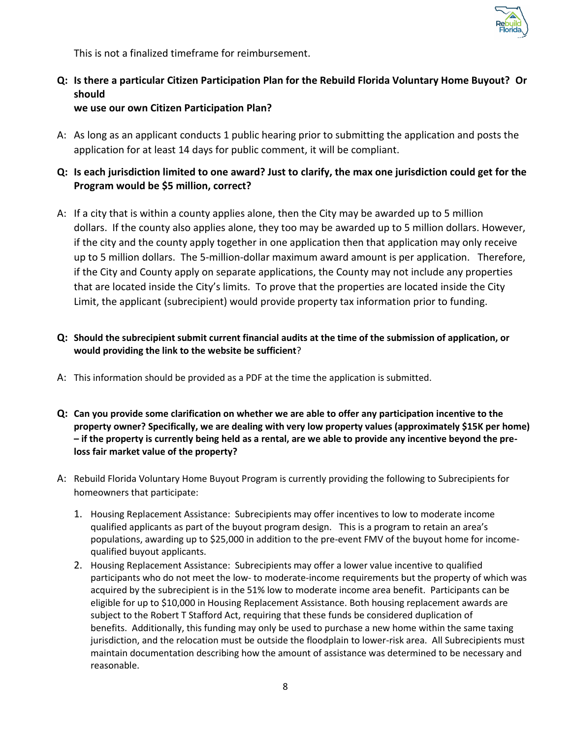This is not a finalized timeframe for reimbursement.

**Q: Is there a particular Citizen Participation Plan for the Rebuild Florida Voluntary Home Buyout? Or should we use our own Citizen Participation Plan?**

A: As long as an applicant conducts 1 public hearing prior to submitting the application and posts the application for at least 14 days for public comment, it will be compliant.

**Q: Is each jurisdiction limited to one award? Just to clarify, the max one jurisdiction could get for the Program would be $5 million, correct?**

A: If a city that is within a county applies alone, then the City may be awarded up to 5 million dollars. If the county also applies alone, they too may be awarded up to 5 million dollars. However, if the city and the county apply together in one application then that application may only receive up to 5 million dollars. The 5-million-dollar maximum award amount is per application. Therefore, if the City and County apply on separate applications, the County may not include any properties that are located inside the City's limits. To prove that the properties are located inside the City Limit, the applicant (subrecipient) would provide property tax information prior to funding.

**Q: Should the subrecipient submit current financial audits at the time of the submission of application, or would providing the link to the website be sufficient?**

A: This information should be provided as a PDF at the time the application is submitted.

**Q: Can you provide some clarification on whether we are able to offer any participation incentive to the property owner? Specifically, we are dealing with very low property values (approximately $15K per home) – if the property is currently being held as a rental, are we able to provide any incentive beyond the pre-loss fair market value of the property?**

A: Rebuild Florida Voluntary Home Buyout Program is currently providing the following to Subrecipients for homeowners that participate:

1. Housing Replacement Assistance: Subrecipients may offer incentives to low to moderate income qualified applicants as part of the buyout program design. This is a program to retain an area's populations, awarding up to $25,000 in addition to the pre-event FMV of the buyout home for income-qualified buyout applicants.
2. Housing Replacement Assistance: Subrecipients may offer a lower value incentive to qualified participants who do not meet the low- to moderate-income requirements but the property of which was acquired by the subrecipient is in the 51% low to moderate income area benefit. Participants can be eligible for up to $10,000 in Housing Replacement Assistance. Both housing replacement awards are subject to the Robert T Stafford Act, requiring that these funds be considered duplication of benefits. Additionally, this funding may only be used to purchase a new home within the same taxing jurisdiction, and the relocation must be outside the floodplain to lower-risk area. All Subrecipients must maintain documentation describing how the amount of assistance was determined to be necessary and reasonable.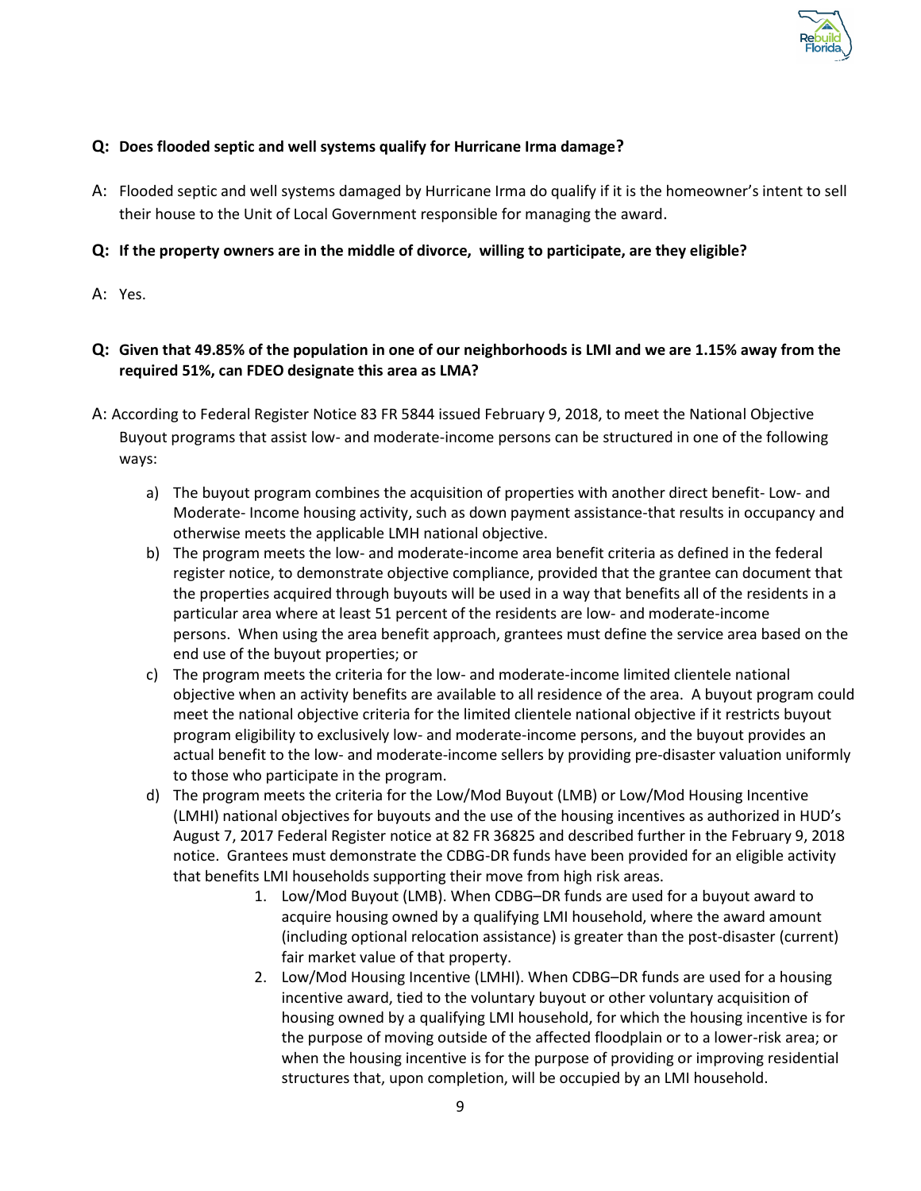**Q: Does flooded septic and well systems qualify for Hurricane Irma damage?**

A: Flooded septic and well systems damaged by Hurricane Irma do qualify if it is the homeowner's intent to sell their house to the Unit of Local Government responsible for managing the award.

**Q: If the property owners are in the middle of divorce, willing to participate, are they eligible?**

A: Yes.

**Q: Given that 49.85% of the population in one of our neighborhoods is LMI and we are 1.15% away from the required 51%, can FDEO designate this area as LMA?**

A: According to Federal Register Notice 83 FR 5844 issued February 9, 2018, to meet the National Objective Buyout programs that assist low- and moderate-income persons can be structured in one of the following ways:

a) The buyout program combines the acquisition of properties with another direct benefit- Low- and Moderate- Income housing activity, such as down payment assistance-that results in occupancy and otherwise meets the applicable LMH national objective.
b) The program meets the low- and moderate-income area benefit criteria as defined in the federal register notice, to demonstrate objective compliance, provided that the grantee can document that the properties acquired through buyouts will be used in a way that benefits all of the residents in a particular area where at least 51 percent of the residents are low- and moderate-income persons. When using the area benefit approach, grantees must define the service area based on the end use of the buyout properties; or
c) The program meets the criteria for the low- and moderate-income limited clientele national objective when an activity benefits are available to all residence of the area. A buyout program could meet the national objective criteria for the limited clientele national objective if it restricts buyout program eligibility to exclusively low- and moderate-income persons, and the buyout provides an actual benefit to the low- and moderate-income sellers by providing pre-disaster valuation uniformly to those who participate in the program.
d) The program meets the criteria for the Low/Mod Buyout (LMB) or Low/Mod Housing Incentive (LMHI) national objectives for buyouts and the use of the housing incentives as authorized in HUD's August 7, 2017 Federal Register notice at 82 FR 36825 and described further in the February 9, 2018 notice. Grantees must demonstrate the CDBG-DR funds have been provided for an eligible activity that benefits LMI households supporting their move from high risk areas.
    1. Low/Mod Buyout (LMB). When CDBG–DR funds are used for a buyout award to acquire housing owned by a qualifying LMI household, where the award amount (including optional relocation assistance) is greater than the post-disaster (current) fair market value of that property.
    2. Low/Mod Housing Incentive (LMHI). When CDBG–DR funds are used for a housing incentive award, tied to the voluntary buyout or other voluntary acquisition of housing owned by a qualifying LMI household, for which the housing incentive is for the purpose of moving outside of the affected floodplain or to a lower-risk area; or when the housing incentive is for the purpose of providing or improving residential structures that, upon completion, will be occupied by an LMI household.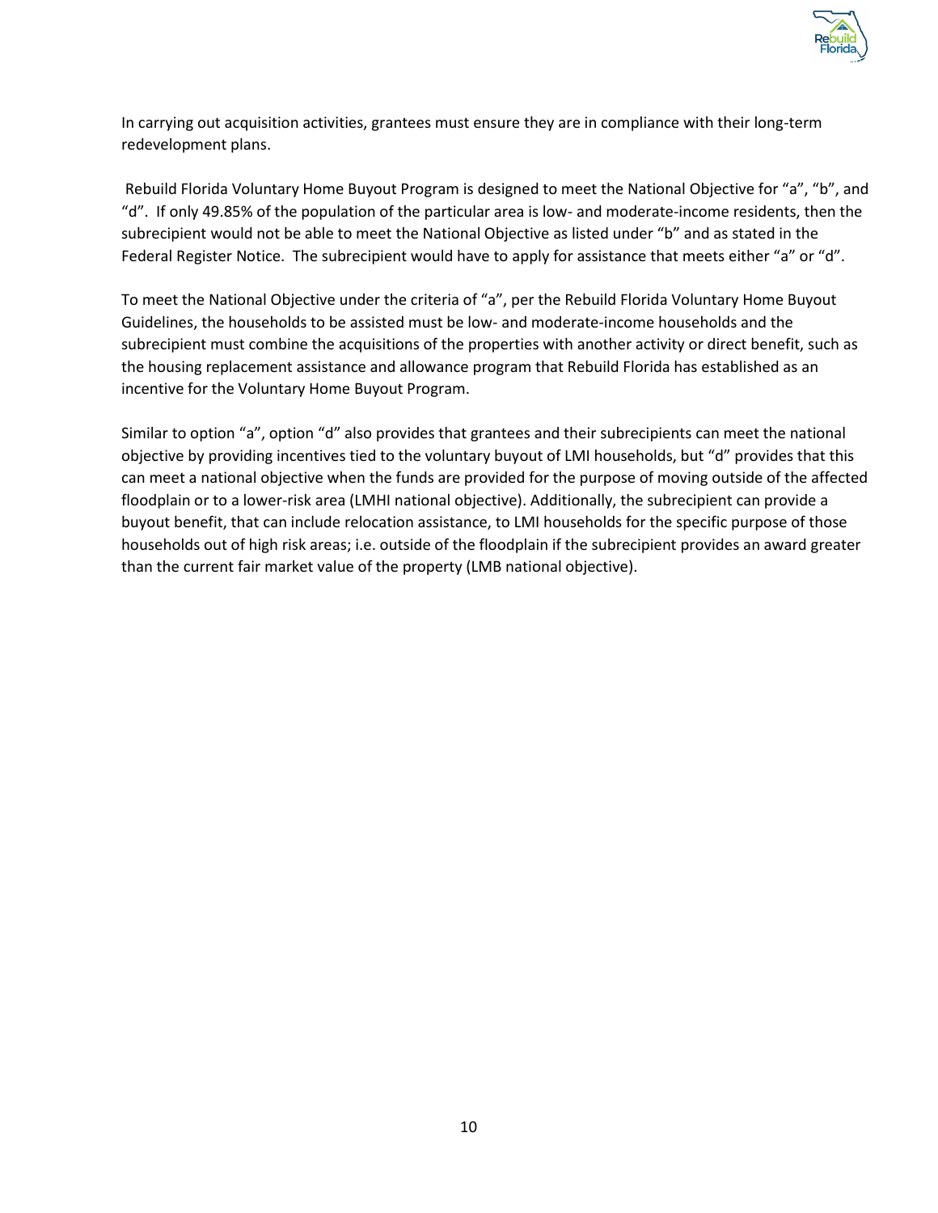In carrying out acquisition activities, grantees must ensure they are in compliance with their long-term redevelopment plans.

Rebuild Florida Voluntary Home Buyout Program is designed to meet the National Objective for “a”, “b”, and “d”. If only 49.85% of the population of the particular area is low- and moderate-income residents, then the subrecipient would not be able to meet the National Objective as listed under “b” and as stated in the Federal Register Notice. The subrecipient would have to apply for assistance that meets either “a” or “d”.

To meet the National Objective under the criteria of “a”, per the Rebuild Florida Voluntary Home Buyout Guidelines, the households to be assisted must be low- and moderate-income households and the subrecipient must combine the acquisitions of the properties with another activity or direct benefit, such as the housing replacement assistance and allowance program that Rebuild Florida has established as an incentive for the Voluntary Home Buyout Program.

Similar to option “a”, option “d” also provides that grantees and their subrecipients can meet the national objective by providing incentives tied to the voluntary buyout of LMI households, but “d” provides that this can meet a national objective when the funds are provided for the purpose of moving outside of the affected floodplain or to a lower-risk area (LMHI national objective). Additionally, the subrecipient can provide a buyout benefit, that can include relocation assistance, to LMI households for the specific purpose of those households out of high risk areas; i.e. outside of the floodplain if the subrecipient provides an award greater than the current fair market value of the property (LMB national objective).